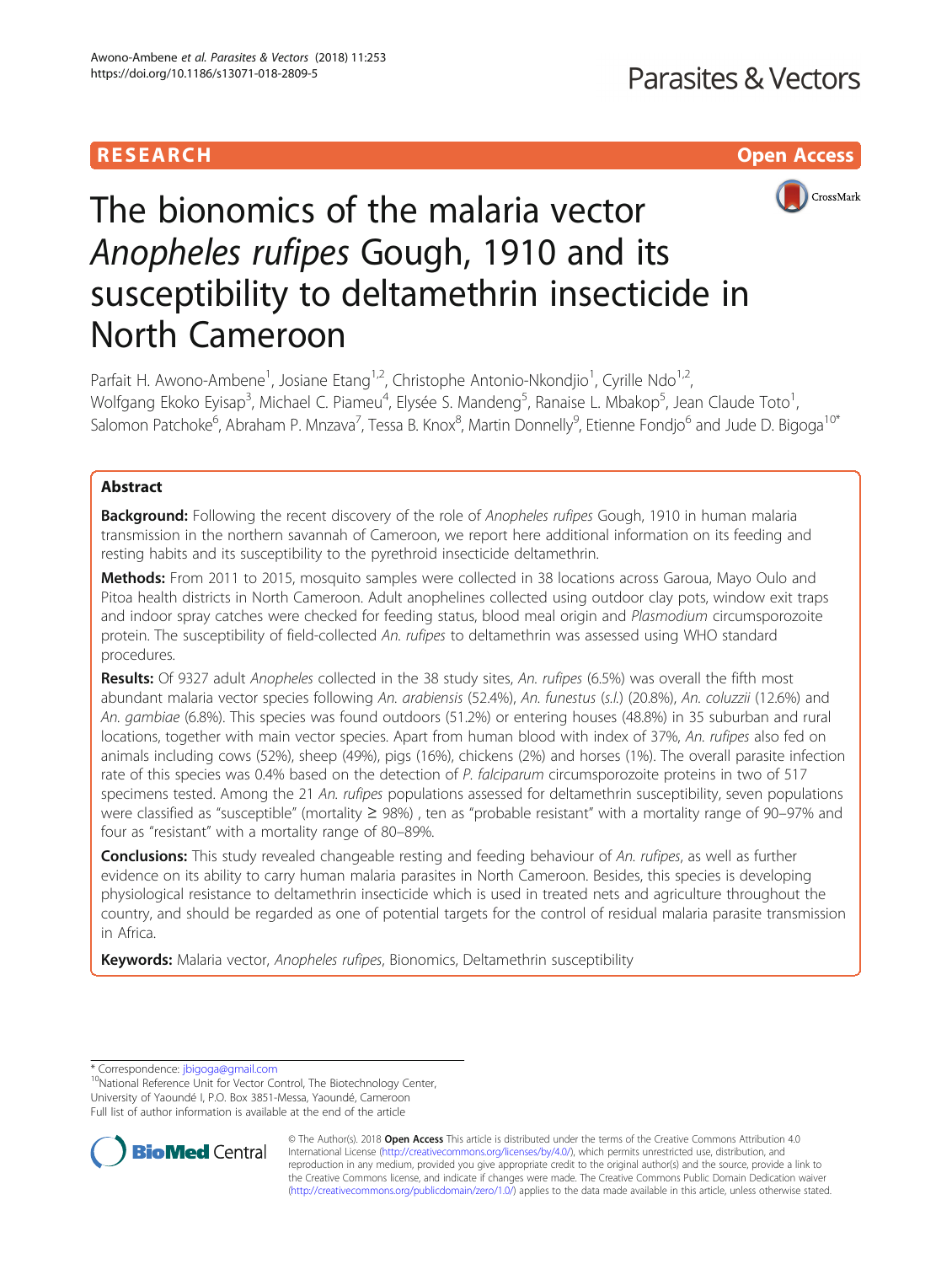RESEARCH Open Access

# The bionomics of the malaria vector *Anopheles rufipes* Gough, 1910 and its susceptibility to deltamethrin insecticide in North Cameroon

Parfait H. Awono-Ambene[1], Josiane Etang[1,2], Christophe Antonio-Nkondjio[1], Cyrille Ndo[1,2], Wolfgang Ekoko Eyisap[3], Michael C. Piameu[4], Elysée S. Mandeng[5], Ranaise L. Mbakop[5], Jean Claude Toto[1], Salomon Patchoke[6], Abraham P. Mnzava[7], Tessa B. Knox[8], Martin Donnelly[9], Etienne Fondjo[6] and Jude D. Bigoga[10*]

## Abstract

**Background:** Following the recent discovery of the role of *Anopheles rufipes* Gough, 1910 in human malaria transmission in the northern savannah of Cameroon, we report here additional information on its feeding and resting habits and its susceptibility to the pyrethroid insecticide deltamethrin.

**Methods:** From 2011 to 2015, mosquito samples were collected in 38 locations across Garoua, Mayo Oulo and Pitoa health districts in North Cameroon. Adult anophelines collected using outdoor clay pots, window exit traps and indoor spray catches were checked for feeding status, blood meal origin and *Plasmodium* circumsporozoite protein. The susceptibility of field-collected *An. rufipes* to deltamethrin was assessed using WHO standard procedures.

**Results:** Of 9327 adult *Anopheles* collected in the 38 study sites, *An. rufipes* (6.5%) was overall the fifth most abundant malaria vector species following *An. arabiensis* (52.4%), *An. funestus* (*s.l.*) (20.8%), *An. coluzzii* (12.6%) and *An. gambiae* (6.8%). This species was found outdoors (51.2%) or entering houses (48.8%) in 35 suburban and rural locations, together with main vector species. Apart from human blood with index of 37%, *An. rufipes* also fed on animals including cows (52%), sheep (49%), pigs (16%), chickens (2%) and horses (1%). The overall parasite infection rate of this species was 0.4% based on the detection of *P. falciparum* circumsporozoite proteins in two of 517 specimens tested. Among the 21 *An. rufipes* populations assessed for deltamethrin susceptibility, seven populations were classified as "susceptible" (mortality ≥ 98%) , ten as "probable resistant" with a mortality range of 90–97% and four as "resistant" with a mortality range of 80–89%.

**Conclusions:** This study revealed changeable resting and feeding behaviour of *An. rufipes*, as well as further evidence on its ability to carry human malaria parasites in North Cameroon. Besides, this species is developing physiological resistance to deltamethrin insecticide which is used in treated nets and agriculture throughout the country, and should be regarded as one of potential targets for the control of residual malaria parasite transmission in Africa.

**Keywords:** Malaria vector, *Anopheles rufipes*, Bionomics, Deltamethrin susceptibility

---

\* Correspondence: jbigoga@gmail.com

[10]National Reference Unit for Vector Control, The Biotechnology Center, University of Yaoundé I, P.O. Box 3851-Messa, Yaoundé, Cameroon

Full list of author information is available at the end of the article

© The Author(s). 2018 **Open Access** This article is distributed under the terms of the Creative Commons Attribution 4.0 International License (http://creativecommons.org/licenses/by/4.0/), which permits unrestricted use, distribution, and reproduction in any medium, provided you give appropriate credit to the original author(s) and the source, provide a link to the Creative Commons license, and indicate if changes were made. The Creative Commons Public Domain Dedication waiver (http://creativecommons.org/publicdomain/zero/1.0/) applies to the data made available in this article, unless otherwise stated.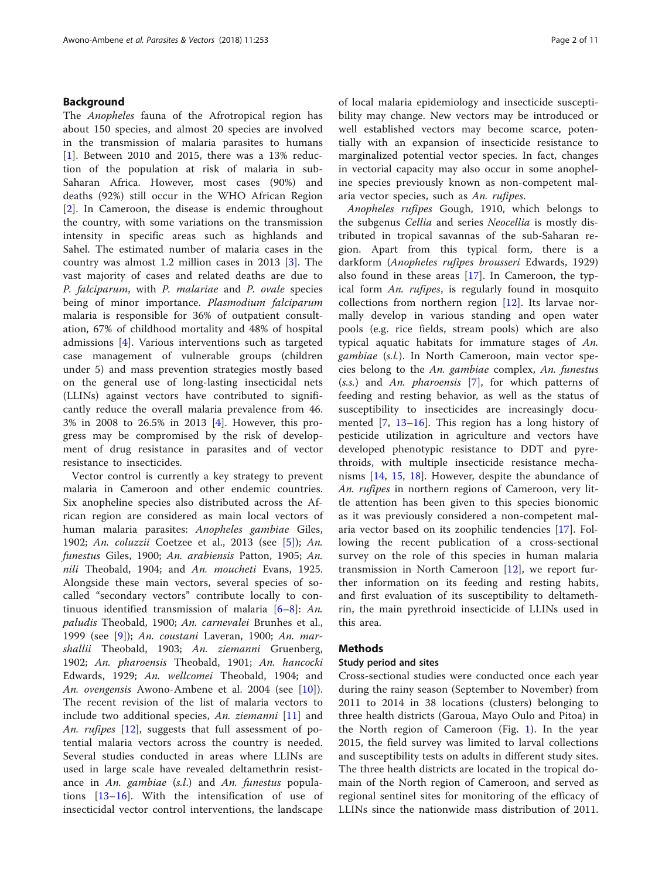## Background

The *Anopheles* fauna of the Afrotropical region has about 150 species, and almost 20 species are involved in the transmission of malaria parasites to humans [1]. Between 2010 and 2015, there was a 13% reduction of the population at risk of malaria in sub-Saharan Africa. However, most cases (90%) and deaths (92%) still occur in the WHO African Region [2]. In Cameroon, the disease is endemic throughout the country, with some variations on the transmission intensity in specific areas such as highlands and Sahel. The estimated number of malaria cases in the country was almost 1.2 million cases in 2013 [3]. The vast majority of cases and related deaths are due to *P. falciparum*, with *P. malariae* and *P. ovale* species being of minor importance. *Plasmodium falciparum* malaria is responsible for 36% of outpatient consultation, 67% of childhood mortality and 48% of hospital admissions [4]. Various interventions such as targeted case management of vulnerable groups (children under 5) and mass prevention strategies mostly based on the general use of long-lasting insecticidal nets (LLINs) against vectors have contributed to significantly reduce the overall malaria prevalence from 46.3% in 2008 to 26.5% in 2013 [4]. However, this progress may be compromised by the risk of development of drug resistance in parasites and of vector resistance to insecticides.

Vector control is currently a key strategy to prevent malaria in Cameroon and other endemic countries. Six anopheline species also distributed across the African region are considered as main local vectors of human malaria parasites: *Anopheles gambiae* Giles, 1902; *An. coluzzii* Coetzee et al., 2013 (see [5]); *An. funestus* Giles, 1900; *An. arabiensis* Patton, 1905; *An. nili* Theobald, 1904; and *An. moucheti* Evans, 1925. Alongside these main vectors, several species of so-called "secondary vectors" contribute locally to continuous identified transmission of malaria [6–8]: *An. paludis* Theobald, 1900; *An. carnevalei* Brunhes et al., 1999 (see [9]); *An. coustani* Laveran, 1900; *An. marshallii* Theobald, 1903; *An. ziemanni* Gruenberg, 1902; *An. pharoensis* Theobald, 1901; *An. hancocki* Edwards, 1929; *An. wellcomei* Theobald, 1904; and *An. ovengensis* Awono-Ambene et al. 2004 (see [10]). The recent revision of the list of malaria vectors to include two additional species, *An. ziemanni* [11] and *An. rufipes* [12], suggests that full assessment of potential malaria vectors across the country is needed. Several studies conducted in areas where LLINs are used in large scale have revealed deltamethrin resistance in *An. gambiae* (*s.l.*) and *An. funestus* populations [13–16]. With the intensification of use of insecticidal vector control interventions, the landscape of local malaria epidemiology and insecticide susceptibility may change. New vectors may be introduced or well established vectors may become scarce, potentially with an expansion of insecticide resistance to marginalized potential vector species. In fact, changes in vectorial capacity may also occur in some anopheline species previously known as non-competent malaria vector species, such as *An. rufipes*.

*Anopheles rufipes* Gough, 1910, which belongs to the subgenus *Cellia* and series *Neocellia* is mostly distributed in tropical savannas of the sub-Saharan region. Apart from this typical form, there is a darkform (*Anopheles rufipes brousseri* Edwards, 1929) also found in these areas [17]. In Cameroon, the typical form *An. rufipes*, is regularly found in mosquito collections from northern region [12]. Its larvae normally develop in various standing and open water pools (e.g. rice fields, stream pools) which are also typical aquatic habitats for immature stages of *An. gambiae* (*s.l.*). In North Cameroon, main vector species belong to the *An. gambiae* complex, *An. funestus* (*s.s.*) and *An. pharoensis* [7], for which patterns of feeding and resting behavior, as well as the status of susceptibility to insecticides are increasingly documented [7, 13–16]. This region has a long history of pesticide utilization in agriculture and vectors have developed phenotypic resistance to DDT and pyrethroids, with multiple insecticide resistance mechanisms [14, 15, 18]. However, despite the abundance of *An. rufipes* in northern regions of Cameroon, very little attention has been given to this species bionomic as it was previously considered a non-competent malaria vector based on its zoophilic tendencies [17]. Following the recent publication of a cross-sectional survey on the role of this species in human malaria transmission in North Cameroon [12], we report further information on its feeding and resting habits, and first evaluation of its susceptibility to deltamethrin, the main pyrethroid insecticide of LLINs used in this area.

## Methods

### Study period and sites

Cross-sectional studies were conducted once each year during the rainy season (September to November) from 2011 to 2014 in 38 locations (clusters) belonging to three health districts (Garoua, Mayo Oulo and Pitoa) in the North region of Cameroon (Fig. 1). In the year 2015, the field survey was limited to larval collections and susceptibility tests on adults in different study sites. The three health districts are located in the tropical domain of the North region of Cameroon, and served as regional sentinel sites for monitoring of the efficacy of LLINs since the nationwide mass distribution of 2011.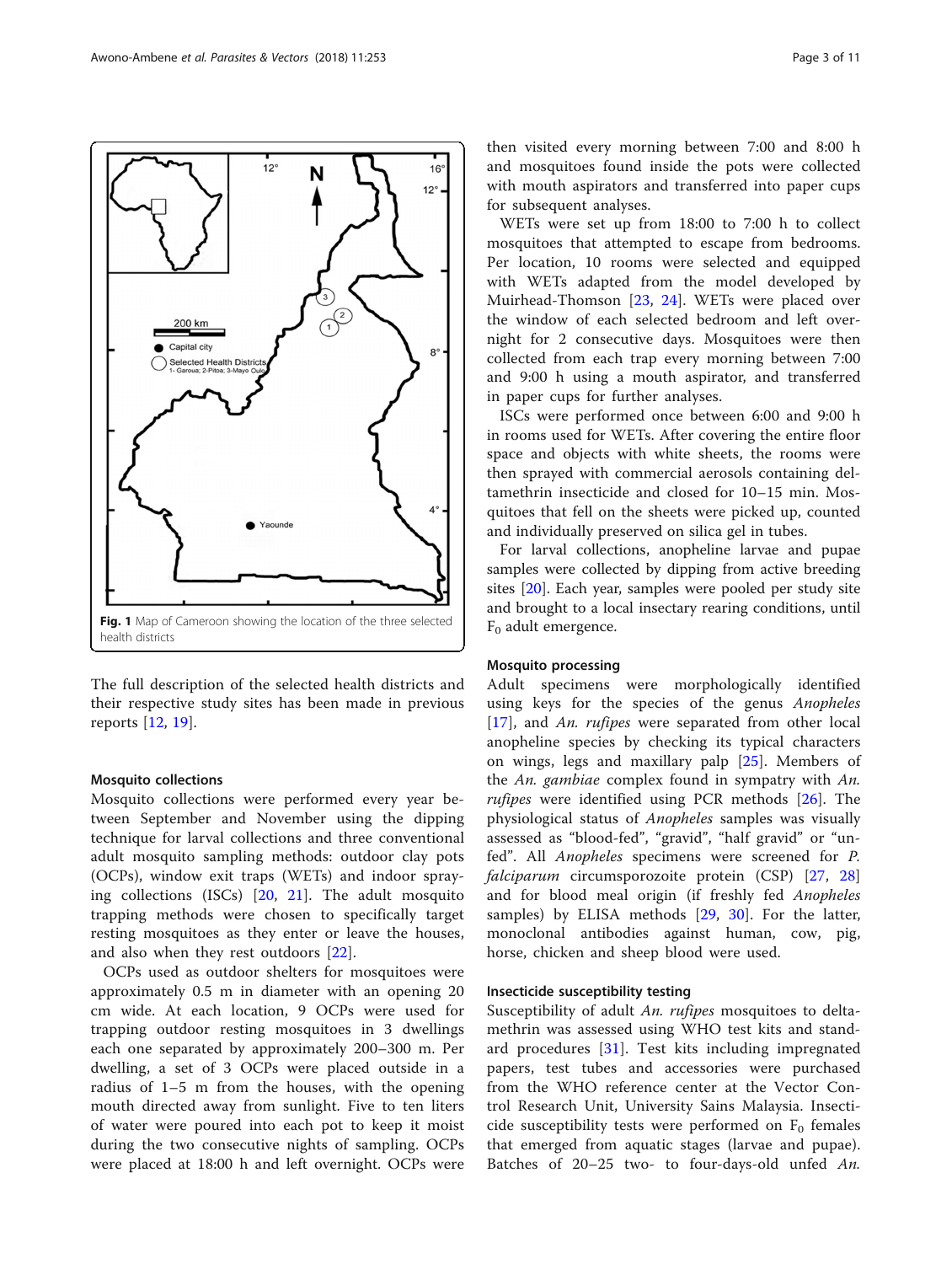Fig. 1 Map of Cameroon showing the location of the three selected health districts

The full description of the selected health districts and their respective study sites has been made in previous reports [12, 19].

### Mosquito collections

Mosquito collections were performed every year between September and November using the dipping technique for larval collections and three conventional adult mosquito sampling methods: outdoor clay pots (OCPs), window exit traps (WETs) and indoor spraying collections (ISCs) [20, 21]. The adult mosquito trapping methods were chosen to specifically target resting mosquitoes as they enter or leave the houses, and also when they rest outdoors [22].

OCPs used as outdoor shelters for mosquitoes were approximately 0.5 m in diameter with an opening 20 cm wide. At each location, 9 OCPs were used for trapping outdoor resting mosquitoes in 3 dwellings each one separated by approximately 200–300 m. Per dwelling, a set of 3 OCPs were placed outside in a radius of 1–5 m from the houses, with the opening mouth directed away from sunlight. Five to ten liters of water were poured into each pot to keep it moist during the two consecutive nights of sampling. OCPs were placed at 18:00 h and left overnight. OCPs were then visited every morning between 7:00 and 8:00 h and mosquitoes found inside the pots were collected with mouth aspirators and transferred into paper cups for subsequent analyses.

WETs were set up from 18:00 to 7:00 h to collect mosquitoes that attempted to escape from bedrooms. Per location, 10 rooms were selected and equipped with WETs adapted from the model developed by Muirhead-Thomson [23, 24]. WETs were placed over the window of each selected bedroom and left overnight for 2 consecutive days. Mosquitoes were then collected from each trap every morning between 7:00 and 9:00 h using a mouth aspirator, and transferred in paper cups for further analyses.

ISCs were performed once between 6:00 and 9:00 h in rooms used for WETs. After covering the entire floor space and objects with white sheets, the rooms were then sprayed with commercial aerosols containing deltamethrin insecticide and closed for 10–15 min. Mosquitoes that fell on the sheets were picked up, counted and individually preserved on silica gel in tubes.

For larval collections, anopheline larvae and pupae samples were collected by dipping from active breeding sites [20]. Each year, samples were pooled per study site and brought to a local insectary rearing conditions, until $F_0$ adult emergence.

### Mosquito processing

Adult specimens were morphologically identified using keys for the species of the genus *Anopheles* [17], and *An. rufipes* were separated from other local anopheline species by checking its typical characters on wings, legs and maxillary palp [25]. Members of the *An. gambiae* complex found in sympatry with *An. rufipes* were identified using PCR methods [26]. The physiological status of *Anopheles* samples was visually assessed as "blood-fed", "gravid", "half gravid" or "unfed". All *Anopheles* specimens were screened for *P. falciparum* circumsporozoite protein (CSP) [27, 28] and for blood meal origin (if freshly fed *Anopheles* samples) by ELISA methods [29, 30]. For the latter, monoclonal antibodies against human, cow, pig, horse, chicken and sheep blood were used.

### Insecticide susceptibility testing

Susceptibility of adult *An. rufipes* mosquitoes to deltamethrin was assessed using WHO test kits and standard procedures [31]. Test kits including impregnated papers, test tubes and accessories were purchased from the WHO reference center at the Vector Control Research Unit, University Sains Malaysia. Insecticide susceptibility tests were performed on $F_0$ females that emerged from aquatic stages (larvae and pupae). Batches of 20–25 two- to four-days-old unfed *An.*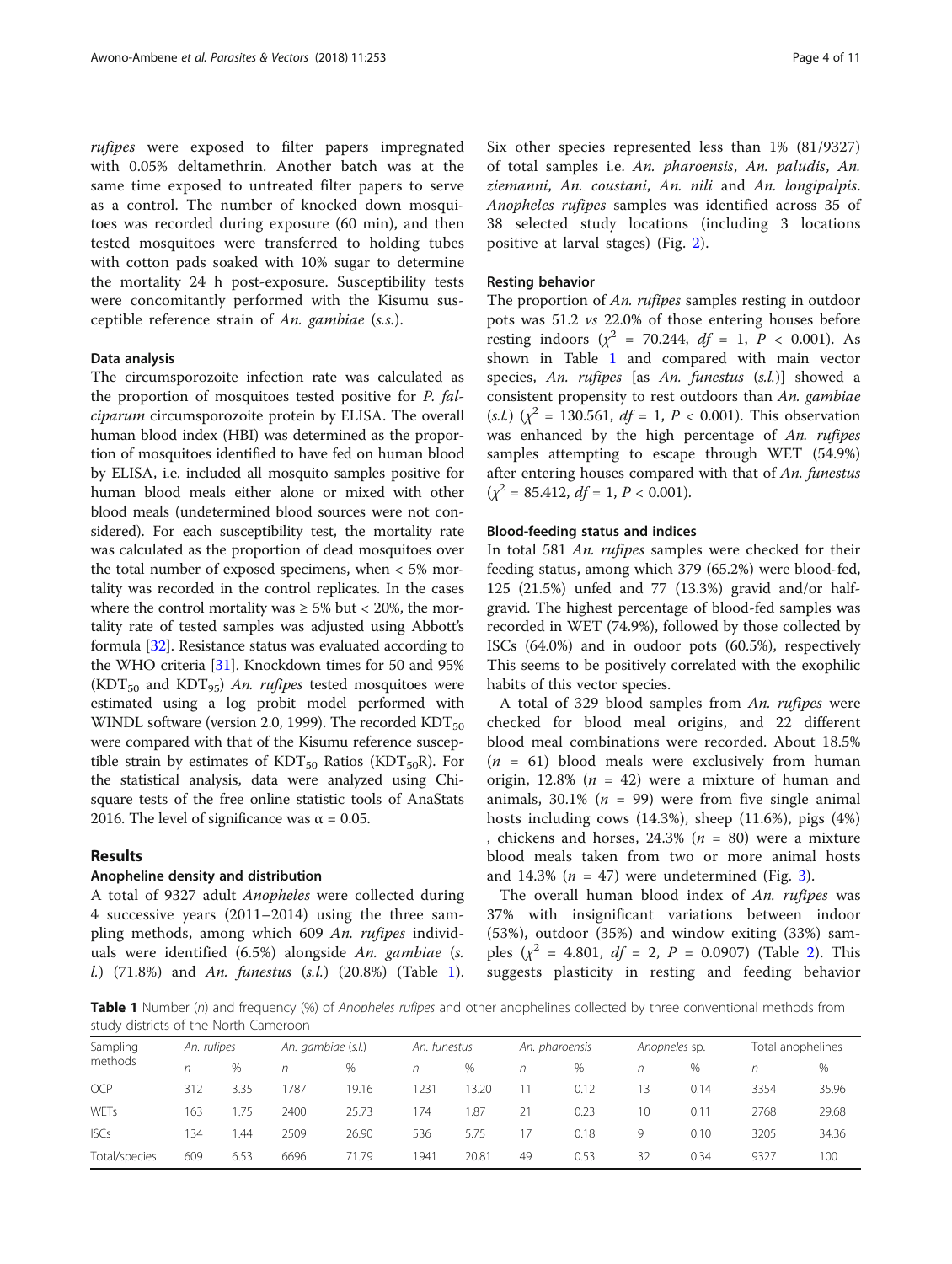*rufipes* were exposed to filter papers impregnated with 0.05% deltamethrin. Another batch was at the same time exposed to untreated filter papers to serve as a control. The number of knocked down mosquitoes was recorded during exposure (60 min), and then tested mosquitoes were transferred to holding tubes with cotton pads soaked with 10% sugar to determine the mortality 24 h post-exposure. Susceptibility tests were concomitantly performed with the Kisumu susceptible reference strain of *An. gambiae* (*s.s.*).

### Data analysis

The circumsporozoite infection rate was calculated as the proportion of mosquitoes tested positive for *P. falciparum* circumsporozoite protein by ELISA. The overall human blood index (HBI) was determined as the proportion of mosquitoes identified to have fed on human blood by ELISA, i.e. included all mosquito samples positive for human blood meals either alone or mixed with other blood meals (undetermined blood sources were not considered). For each susceptibility test, the mortality rate was calculated as the proportion of dead mosquitoes over the total number of exposed specimens, when < 5% mortality was recorded in the control replicates. In the cases where the control mortality was ≥ 5% but < 20%, the mortality rate of tested samples was adjusted using Abbott's formula [32]. Resistance status was evaluated according to the WHO criteria [31]. Knockdown times for 50 and 95% ($KDT_{50}$ and $KDT_{95}$) *An. rufipes* tested mosquitoes were estimated using a log probit model performed with WINDL software (version 2.0, 1999). The recorded $KDT_{50}$ were compared with that of the Kisumu reference susceptible strain by estimates of $KDT_{50}$ Ratios ($KDT_{50}R$). For the statistical analysis, data were analyzed using Chi-square tests of the free online statistic tools of AnaStats 2016. The level of significance was α = 0.05.

## Results

### Anopheline density and distribution

A total of 9327 adult *Anopheles* were collected during 4 successive years (2011–2014) using the three sampling methods, among which 609 *An. rufipes* individuals were identified (6.5%) alongside *An. gambiae* (*s. l.*) (71.8%) and *An. funestus* (*s.l.*) (20.8%) (Table 1). Six other species represented less than 1% (81/9327) of total samples i.e. *An. pharoensis*, *An. paludis*, *An. ziemanni*, *An. coustani*, *An. nili* and *An. longipalpis*. *Anopheles rufipes* samples was identified across 35 of 38 selected study locations (including 3 locations positive at larval stages) (Fig. 2).

### Resting behavior

The proportion of *An. rufipes* samples resting in outdoor pots was 51.2 *vs* 22.0% of those entering houses before resting indoors ($\chi^2$ = 70.244, *df* = 1, *P* < 0.001). As shown in Table 1 and compared with main vector species, *An. rufipes* [as *An. funestus* (*s.l.*)] showed a consistent propensity to rest outdoors than *An. gambiae* (*s.l.*) ($\chi^2$ = 130.561, *df* = 1, *P* < 0.001). This observation was enhanced by the high percentage of *An. rufipes* samples attempting to escape through WET (54.9%) after entering houses compared with that of *An. funestus* ($\chi^2$ = 85.412, *df* = 1, *P* < 0.001).

### Blood-feeding status and indices

In total 581 *An. rufipes* samples were checked for their feeding status, among which 379 (65.2%) were blood-fed, 125 (21.5%) unfed and 77 (13.3%) gravid and/or half-gravid. The highest percentage of blood-fed samples was recorded in WET (74.9%), followed by those collected by ISCs (64.0%) and in oudoor pots (60.5%), respectively This seems to be positively correlated with the exophilic habits of this vector species.

A total of 329 blood samples from *An. rufipes* were checked for blood meal origins, and 22 different blood meal combinations were recorded. About 18.5% (*n* = 61) blood meals were exclusively from human origin, 12.8% (*n* = 42) were a mixture of human and animals, 30.1% (*n* = 99) were from five single animal hosts including cows (14.3%), sheep (11.6%), pigs (4%) , chickens and horses, 24.3% (*n* = 80) were a mixture blood meals taken from two or more animal hosts and 14.3% (*n* = 47) were undetermined (Fig. 3).

The overall human blood index of *An. rufipes* was 37% with insignificant variations between indoor (53%), outdoor (35%) and window exiting (33%) samples ($\chi^2$ = 4.801, *df* = 2, *P* = 0.0907) (Table 2). This suggests plasticity in resting and feeding behavior

**Table 1** Number (*n*) and frequency (%) of *Anopheles rufipes* and other anophelines collected by three conventional methods from study districts of the North Cameroon

| Sampling methods | *An. rufipes* | | *An. gambiae* (*s.l.*) | | *An. funestus* | | *An. pharoensis* | | *Anopheles* sp. | | Total anophelines | |
|---|---|---|---|---|---|---|---|---|---|---|---|---|
| | *n* | % | *n* | % | *n* | % | *n* | % | *n* | % | *n* | % |
| OCP | 312 | 3.35 | 1787 | 19.16 | 1231 | 13.20 | 11 | 0.12 | 13 | 0.14 | 3354 | 35.96 |
| WETs | 163 | 1.75 | 2400 | 25.73 | 174 | 1.87 | 21 | 0.23 | 10 | 0.11 | 2768 | 29.68 |
| ISCs | 134 | 1.44 | 2509 | 26.90 | 536 | 5.75 | 17 | 0.18 | 9 | 0.10 | 3205 | 34.36 |
| Total/species | 609 | 6.53 | 6696 | 71.79 | 1941 | 20.81 | 49 | 0.53 | 32 | 0.34 | 9327 | 100 |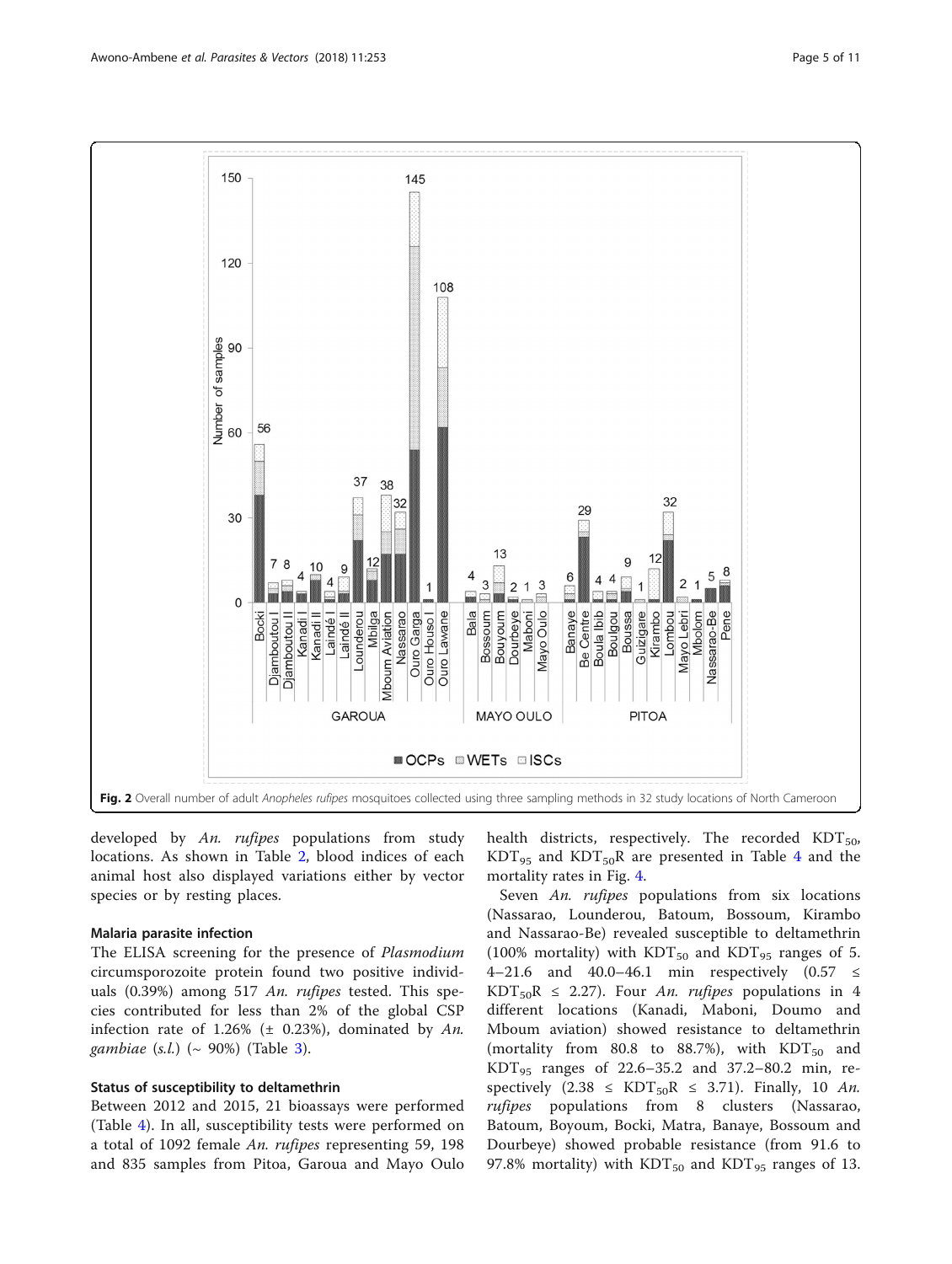Fig. 2 Overall number of adult *Anopheles rufipes* mosquitoes collected using three sampling methods in 32 study locations of North Cameroon

developed by *An. rufipes* populations from study locations. As shown in Table 2, blood indices of each animal host also displayed variations either by vector species or by resting places.

### Malaria parasite infection

The ELISA screening for the presence of *Plasmodium* circumsporozoite protein found two positive individuals (0.39%) among 517 *An. rufipes* tested. This species contributed for less than 2% of the global CSP infection rate of 1.26% (± 0.23%), dominated by *An. gambiae* (*s.l.*) (~ 90%) (Table 3).

### Status of susceptibility to deltamethrin

Between 2012 and 2015, 21 bioassays were performed (Table 4). In all, susceptibility tests were performed on a total of 1092 female *An. rufipes* representing 59, 198 and 835 samples from Pitoa, Garoua and Mayo Oulo health districts, respectively. The recorded $KDT_{50}$, $KDT_{95}$ and $KDT_{50}R$ are presented in Table 4 and the mortality rates in Fig. 4.

Seven *An. rufipes* populations from six locations (Nassarao, Lounderou, Batoum, Bossoum, Kirambo and Nassarao-Be) revealed susceptible to deltamethrin (100% mortality) with $KDT_{50}$ and $KDT_{95}$ ranges of 5.4–21.6 and 40.0–46.1 min respectively ($0.57 \leq KDT_{50}R \leq 2.27$). Four *An. rufipes* populations in 4 different locations (Kanadi, Maboni, Doumo and Mboum aviation) showed resistance to deltamethrin (mortality from 80.8 to 88.7%), with $KDT_{50}$ and $KDT_{95}$ ranges of 22.6–35.2 and 37.2–80.2 min, respectively ($2.38 \leq KDT_{50}R \leq 3.71$). Finally, 10 *An. rufipes* populations from 8 clusters (Nassarao, Batoum, Boyoum, Bocki, Matra, Banaye, Bossoum and Dourbeye) showed probable resistance (from 91.6 to 97.8% mortality) with $KDT_{50}$ and $KDT_{95}$ ranges of 13.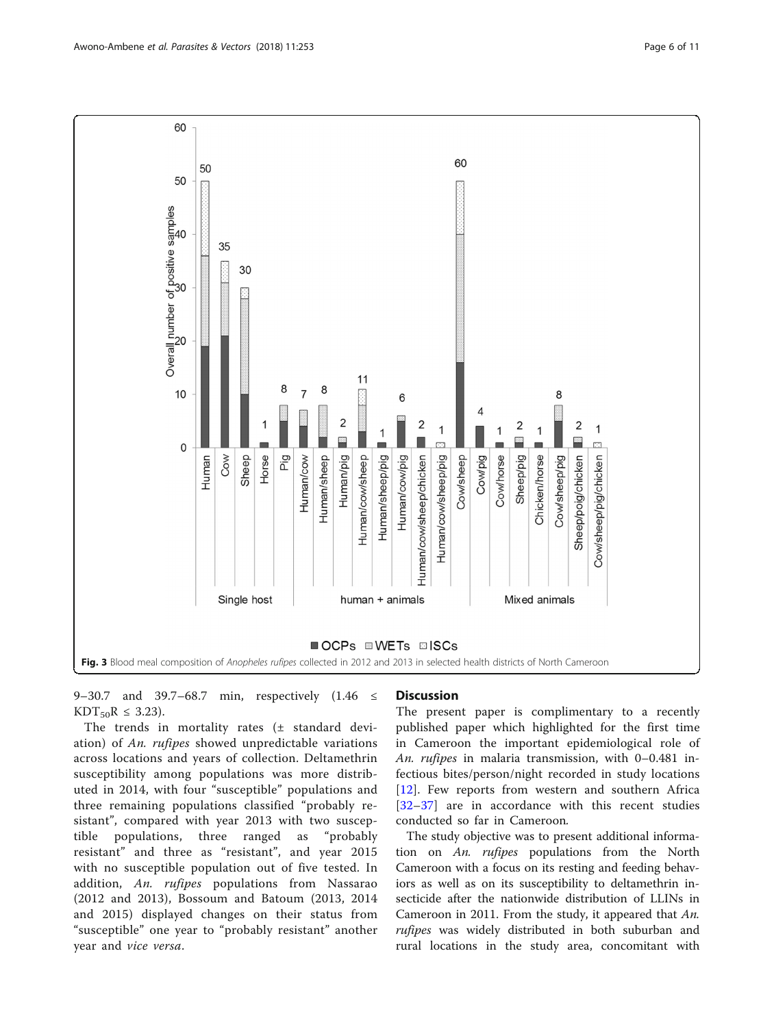Fig. 3 Blood meal composition of *Anopheles rufipes* collected in 2012 and 2013 in selected health districts of North Cameroon

9–30.7 and 39.7–68.7 min, respectively (1.46 ≤ $KDT_{50}R$ ≤ 3.23).

The trends in mortality rates (± standard deviation) of *An. rufipes* showed unpredictable variations across locations and years of collection. Deltamethrin susceptibility among populations was more distributed in 2014, with four "susceptible" populations and three remaining populations classified "probably resistant", compared with year 2013 with two susceptible populations, three ranged as "probably resistant" and three as "resistant", and year 2015 with no susceptible population out of five tested. In addition, *An. rufipes* populations from Nassarao (2012 and 2013), Bossoum and Batoum (2013, 2014 and 2015) displayed changes on their status from "susceptible" one year to "probably resistant" another year and *vice versa*.

## Discussion

The present paper is complimentary to a recently published paper which highlighted for the first time in Cameroon the important epidemiological role of *An. rufipes* in malaria transmission, with 0–0.481 infectious bites/person/night recorded in study locations [12]. Few reports from western and southern Africa [32–37] are in accordance with this recent studies conducted so far in Cameroon.

The study objective was to present additional information on *An. rufipes* populations from the North Cameroon with a focus on its resting and feeding behaviors as well as on its susceptibility to deltamethrin insecticide after the nationwide distribution of LLINs in Cameroon in 2011. From the study, it appeared that *An. rufipes* was widely distributed in both suburban and rural locations in the study area, concomitant with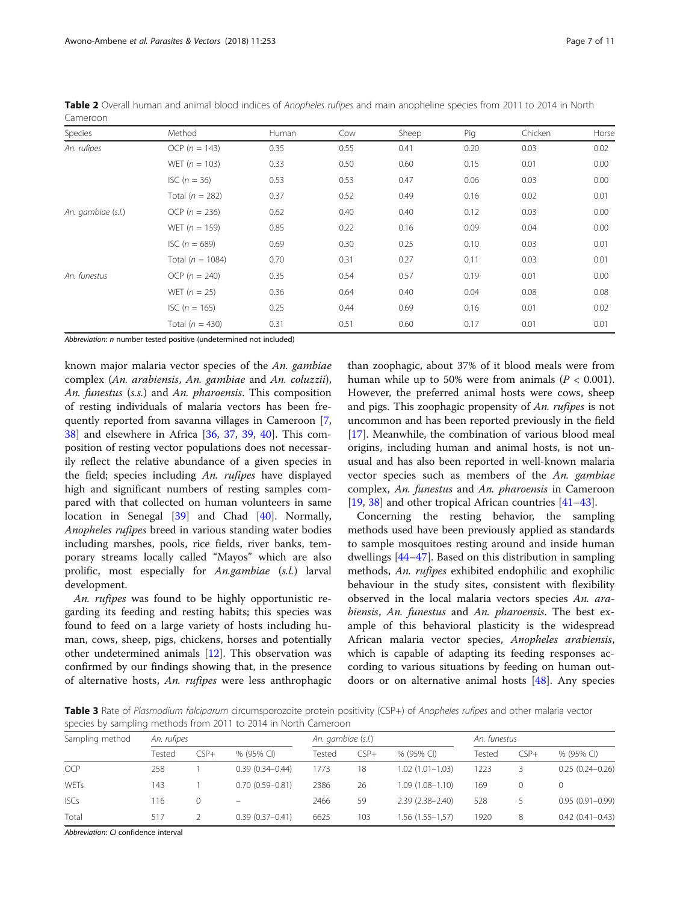**Table 2** Overall human and animal blood indices of *Anopheles rufipes* and main anopheline species from 2011 to 2014 in North Cameroon

| Species | Method | Human | Cow | Sheep | Pig | Chicken | Horse |
|---|---|---|---|---|---|---|---|
| *An. rufipes* | OCP ($n$ = 143) | 0.35 | 0.55 | 0.41 | 0.20 | 0.03 | 0.02 |
| | WET ($n$ = 103) | 0.33 | 0.50 | 0.60 | 0.15 | 0.01 | 0.00 |
| | ISC ($n$ = 36) | 0.53 | 0.53 | 0.47 | 0.06 | 0.03 | 0.00 |
| | Total ($n$ = 282) | 0.37 | 0.52 | 0.49 | 0.16 | 0.02 | 0.01 |
| *An. gambiae* (*s.l.*) | OCP ($n$ = 236) | 0.62 | 0.40 | 0.40 | 0.12 | 0.03 | 0.00 |
| | WET ($n$ = 159) | 0.85 | 0.22 | 0.16 | 0.09 | 0.04 | 0.00 |
| | ISC ($n$ = 689) | 0.69 | 0.30 | 0.25 | 0.10 | 0.03 | 0.01 |
| | Total ($n$ = 1084) | 0.70 | 0.31 | 0.27 | 0.11 | 0.03 | 0.01 |
| *An. funestus* | OCP ($n$ = 240) | 0.35 | 0.54 | 0.57 | 0.19 | 0.01 | 0.00 |
| | WET ($n$ = 25) | 0.36 | 0.64 | 0.40 | 0.04 | 0.08 | 0.08 |
| | ISC ($n$ = 165) | 0.25 | 0.44 | 0.69 | 0.16 | 0.01 | 0.02 |
| | Total ($n$ = 430) | 0.31 | 0.51 | 0.60 | 0.17 | 0.01 | 0.01 |

*Abbreviation*: *n* number tested positive (undetermined not included)

known major malaria vector species of the *An. gambiae* complex (*An. arabiensis*, *An. gambiae* and *An. coluzzii*), *An. funestus* (*s.s.*) and *An. pharoensis*. This composition of resting individuals of malaria vectors has been frequently reported from savanna villages in Cameroon [7, 38] and elsewhere in Africa [36, 37, 39, 40]. This composition of resting vector populations does not necessarily reflect the relative abundance of a given species in the field; species including *An. rufipes* have displayed high and significant numbers of resting samples compared with that collected on human volunteers in same location in Senegal [39] and Chad [40]. Normally, *Anopheles rufipes* breed in various standing water bodies including marshes, pools, rice fields, river banks, temporary streams locally called "Mayos" which are also prolific, most especially for *An.gambiae* (*s.l.*) larval development.

*An. rufipes* was found to be highly opportunistic regarding its feeding and resting habits; this species was found to feed on a large variety of hosts including human, cows, sheep, pigs, chickens, horses and potentially other undetermined animals [12]. This observation was confirmed by our findings showing that, in the presence of alternative hosts, *An. rufipes* were less anthrophagic than zoophagic, about 37% of it blood meals were from human while up to 50% were from animals ($P < 0.001$). However, the preferred animal hosts were cows, sheep and pigs. This zoophagic propensity of *An. rufipes* is not uncommon and has been reported previously in the field [17]. Meanwhile, the combination of various blood meal origins, including human and animal hosts, is not unusual and has also been reported in well-known malaria vector species such as members of the *An. gambiae* complex, *An. funestus* and *An. pharoensis* in Cameroon [19, 38] and other tropical African countries [41–43].

Concerning the resting behavior, the sampling methods used have been previously applied as standards to sample mosquitoes resting around and inside human dwellings [44–47]. Based on this distribution in sampling methods, *An. rufipes* exhibited endophilic and exophilic behaviour in the study sites, consistent with flexibility observed in the local malaria vectors species *An. arabiensis*, *An. funestus* and *An. pharoensis*. The best example of this behavioral plasticity is the widespread African malaria vector species, *Anopheles arabiensis*, which is capable of adapting its feeding responses according to various situations by feeding on human outdoors or on alternative animal hosts [48]. Any species

**Table 3** Rate of *Plasmodium falciparum* circumsporozoite protein positivity (CSP+) of *Anopheles rufipes* and other malaria vector species by sampling methods from 2011 to 2014 in North Cameroon

| Sampling method | *An. rufipes* | | | *An. gambiae* (*s.l.*) | | | *An. funestus* | | |
|---|---|---|---|---|---|---|---|---|---|
| | Tested | CSP+ | % (95% CI) | Tested | CSP+ | % (95% CI) | Tested | CSP+ | % (95% CI) |
| OCP | 258 | 1 | 0.39 (0.34–0.44) | 1773 | 18 | 1.02 (1.01–1.03) | 1223 | 3 | 0.25 (0.24–0.26) |
| WETs | 143 | 1 | 0.70 (0.59–0.81) | 2386 | 26 | 1.09 (1.08–1.10) | 169 | 0 | 0 |
| ISCs | 116 | 0 | – | 2466 | 59 | 2.39 (2.38–2.40) | 528 | 5 | 0.95 (0.91–0.99) |
| Total | 517 | 2 | 0.39 (0.37–0.41) | 6625 | 103 | 1.56 (1.55–1,57) | 1920 | 8 | 0.42 (0.41–0.43) |

*Abbreviation*: *CI* confidence interval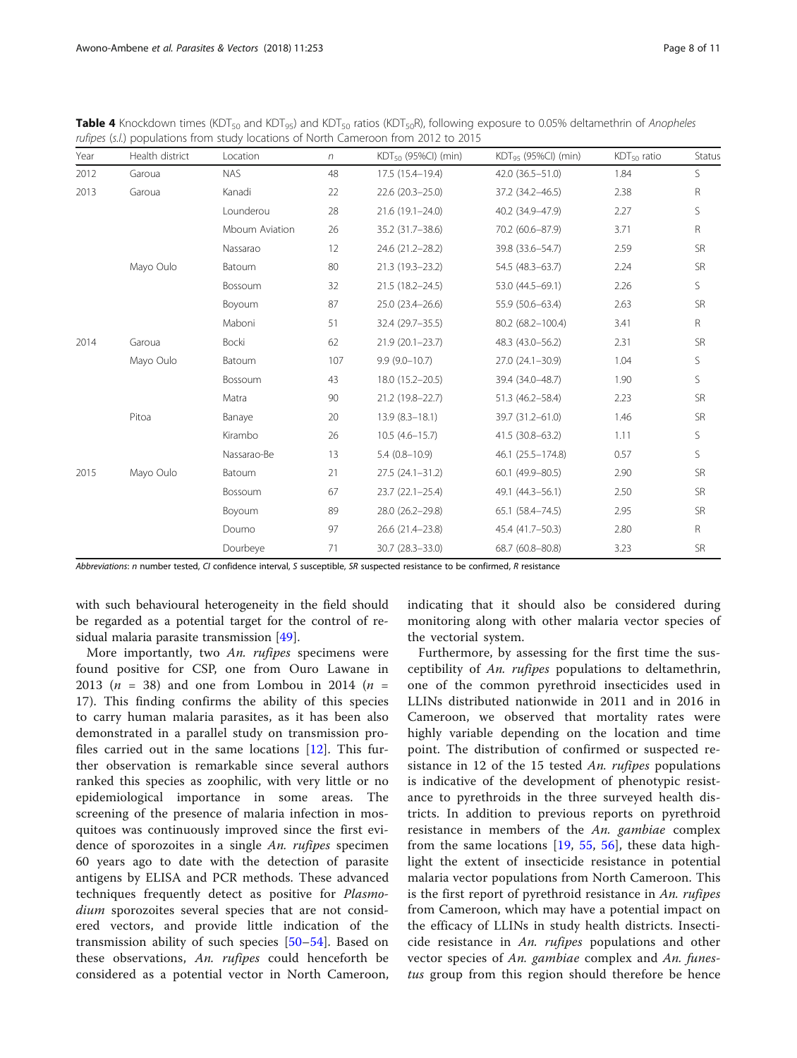**Table 4** Knockdown times ($KDT_{50}$ and $KDT_{95}$) and $KDT_{50}$ ratios ($KDT_{50}R$), following exposure to 0.05% deltamethrin of *Anopheles rufipes* (*s.l.*) populations from study locations of North Cameroon from 2012 to 2015

| Year | Health district | Location | *n* | $KDT_{50}$ (95%CI) (min) | $KDT_{95}$ (95%CI) (min) | $KDT_{50}$ ratio | Status |
|---|---|---|---|---|---|---|---|
| 2012 | Garoua | NAS | 48 | 17.5 (15.4–19.4) | 42.0 (36.5–51.0) | 1.84 | S |
| 2013 | Garoua | Kanadi | 22 | 22.6 (20.3–25.0) | 37.2 (34.2–46.5) | 2.38 | R |
| | | Lounderou | 28 | 21.6 (19.1–24.0) | 40.2 (34.9–47.9) | 2.27 | S |
| | | Mboum Aviation | 26 | 35.2 (31.7–38.6) | 70.2 (60.6–87.9) | 3.71 | R |
| | | Nassarao | 12 | 24.6 (21.2–28.2) | 39.8 (33.6–54.7) | 2.59 | SR |
| | Mayo Oulo | Batoum | 80 | 21.3 (19.3–23.2) | 54.5 (48.3–63.7) | 2.24 | SR |
| | | Bossoum | 32 | 21.5 (18.2–24.5) | 53.0 (44.5–69.1) | 2.26 | S |
| | | Boyoum | 87 | 25.0 (23.4–26.6) | 55.9 (50.6–63.4) | 2.63 | SR |
| | | Maboni | 51 | 32.4 (29.7–35.5) | 80.2 (68.2–100.4) | 3.41 | R |
| 2014 | Garoua | Bocki | 62 | 21.9 (20.1–23.7) | 48.3 (43.0–56.2) | 2.31 | SR |
| | Mayo Oulo | Batoum | 107 | 9.9 (9.0–10.7) | 27.0 (24.1–30.9) | 1.04 | S |
| | | Bossoum | 43 | 18.0 (15.2–20.5) | 39.4 (34.0–48.7) | 1.90 | S |
| | | Matra | 90 | 21.2 (19.8–22.7) | 51.3 (46.2–58.4) | 2.23 | SR |
| | Pitoa | Banaye | 20 | 13.9 (8.3–18.1) | 39.7 (31.2–61.0) | 1.46 | SR |
| | | Kirambo | 26 | 10.5 (4.6–15.7) | 41.5 (30.8–63.2) | 1.11 | S |
| | | Nassarao-Be | 13 | 5.4 (0.8–10.9) | 46.1 (25.5–174.8) | 0.57 | S |
| 2015 | Mayo Oulo | Batoum | 21 | 27.5 (24.1–31.2) | 60.1 (49.9–80.5) | 2.90 | SR |
| | | Bossoum | 67 | 23.7 (22.1–25.4) | 49.1 (44.3–56.1) | 2.50 | SR |
| | | Boyoum | 89 | 28.0 (26.2–29.8) | 65.1 (58.4–74.5) | 2.95 | SR |
| | | Doumo | 97 | 26.6 (21.4–23.8) | 45.4 (41.7–50.3) | 2.80 | R |
| | | Dourbeye | 71 | 30.7 (28.3–33.0) | 68.7 (60.8–80.8) | 3.23 | SR |

*Abbreviations*: *n* number tested, *CI* confidence interval, *S* susceptible, *SR* suspected resistance to be confirmed, *R* resistance

with such behavioural heterogeneity in the field should be regarded as a potential target for the control of residual malaria parasite transmission [49].

More importantly, two *An. rufipes* specimens were found positive for CSP, one from Ouro Lawane in 2013 ($n$ = 38) and one from Lombou in 2014 ($n$ = 17). This finding confirms the ability of this species to carry human malaria parasites, as it has been also demonstrated in a parallel study on transmission profiles carried out in the same locations [12]. This further observation is remarkable since several authors ranked this species as zoophilic, with very little or no epidemiological importance in some areas. The screening of the presence of malaria infection in mosquitoes was continuously improved since the first evidence of sporozoites in a single *An. rufipes* specimen 60 years ago to date with the detection of parasite antigens by ELISA and PCR methods. These advanced techniques frequently detect as positive for *Plasmodium* sporozoites several species that are not considered vectors, and provide little indication of the transmission ability of such species [50–54]. Based on these observations, *An. rufipes* could henceforth be considered as a potential vector in North Cameroon, indicating that it should also be considered during monitoring along with other malaria vector species of the vectorial system.

Furthermore, by assessing for the first time the susceptibility of *An. rufipes* populations to deltamethrin, one of the common pyrethroid insecticides used in LLINs distributed nationwide in 2011 and in 2016 in Cameroon, we observed that mortality rates were highly variable depending on the location and time point. The distribution of confirmed or suspected resistance in 12 of the 15 tested *An. rufipes* populations is indicative of the development of phenotypic resistance to pyrethroids in the three surveyed health districts. In addition to previous reports on pyrethroid resistance in members of the *An. gambiae* complex from the same locations [19, 55, 56], these data highlight the extent of insecticide resistance in potential malaria vector populations from North Cameroon. This is the first report of pyrethroid resistance in *An. rufipes* from Cameroon, which may have a potential impact on the efficacy of LLINs in study health districts. Insecticide resistance in *An. rufipes* populations and other vector species of *An. gambiae* complex and *An. funestus* group from this region should therefore be hence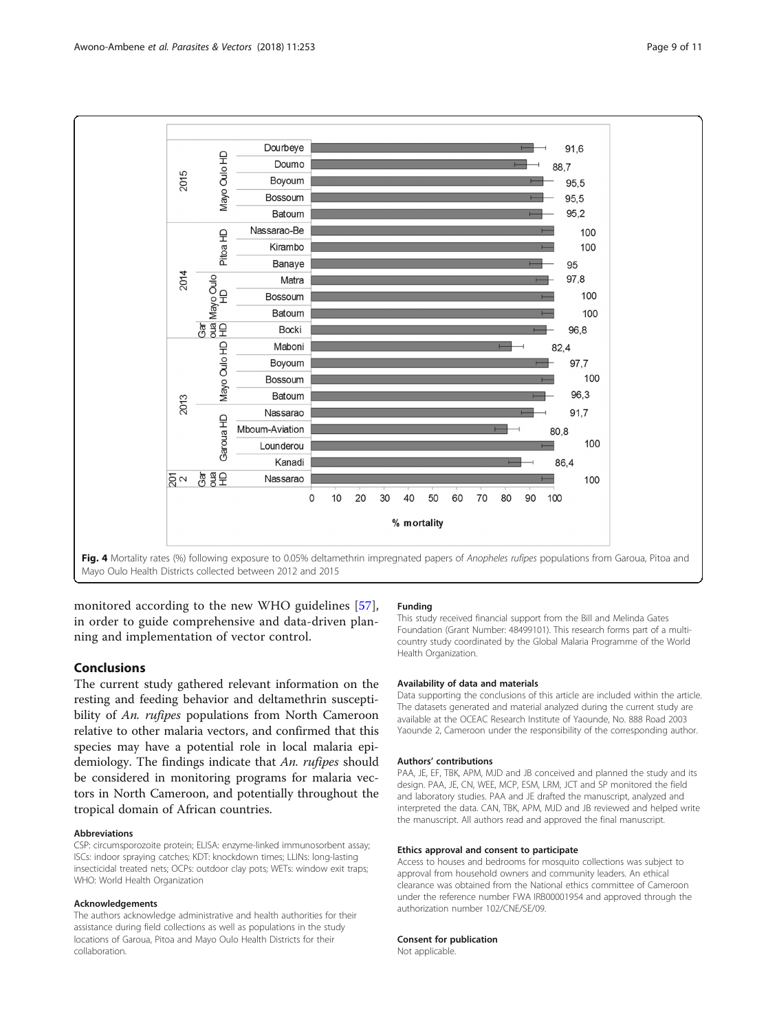Fig. 4 Mortality rates (%) following exposure to 0.05% deltamethrin impregnated papers of *Anopheles rufipes* populations from Garoua, Pitoa and Mayo Oulo Health Districts collected between 2012 and 2015

monitored according to the new WHO guidelines [57], in order to guide comprehensive and data-driven planning and implementation of vector control.

## Conclusions

The current study gathered relevant information on the resting and feeding behavior and deltamethrin susceptibility of *An. rufipes* populations from North Cameroon relative to other malaria vectors, and confirmed that this species may have a potential role in local malaria epidemiology. The findings indicate that *An. rufipes* should be considered in monitoring programs for malaria vectors in North Cameroon, and potentially throughout the tropical domain of African countries.

### Abbreviations

CSP: circumsporozoite protein; ELISA: enzyme-linked immunosorbent assay; ISCs: indoor spraying catches; KDT: knockdown times; LLINs: long-lasting insecticidal treated nets; OCPs: outdoor clay pots; WETs: window exit traps; WHO: World Health Organization

### Acknowledgements

The authors acknowledge administrative and health authorities for their assistance during field collections as well as populations in the study locations of Garoua, Pitoa and Mayo Oulo Health Districts for their collaboration.

### Funding

This study received financial support from the Bill and Melinda Gates Foundation (Grant Number: 48499101). This research forms part of a multi-country study coordinated by the Global Malaria Programme of the World Health Organization.

### Availability of data and materials

Data supporting the conclusions of this article are included within the article. The datasets generated and material analyzed during the current study are available at the OCEAC Research Institute of Yaounde, No. 888 Road 2003 Yaounde 2, Cameroon under the responsibility of the corresponding author.

### Authors' contributions

PAA, JE, EF, TBK, APM, MJD and JB conceived and planned the study and its design. PAA, JE, CN, WEE, MCP, ESM, LRM, JCT and SP monitored the field and laboratory studies. PAA and JE drafted the manuscript, analyzed and interpreted the data. CAN, TBK, APM, MJD and JB reviewed and helped write the manuscript. All authors read and approved the final manuscript.

### Ethics approval and consent to participate

Access to houses and bedrooms for mosquito collections was subject to approval from household owners and community leaders. An ethical clearance was obtained from the National ethics committee of Cameroon under the reference number FWA IRB00001954 and approved through the authorization number 102/CNE/SE/09.

### Consent for publication

Not applicable.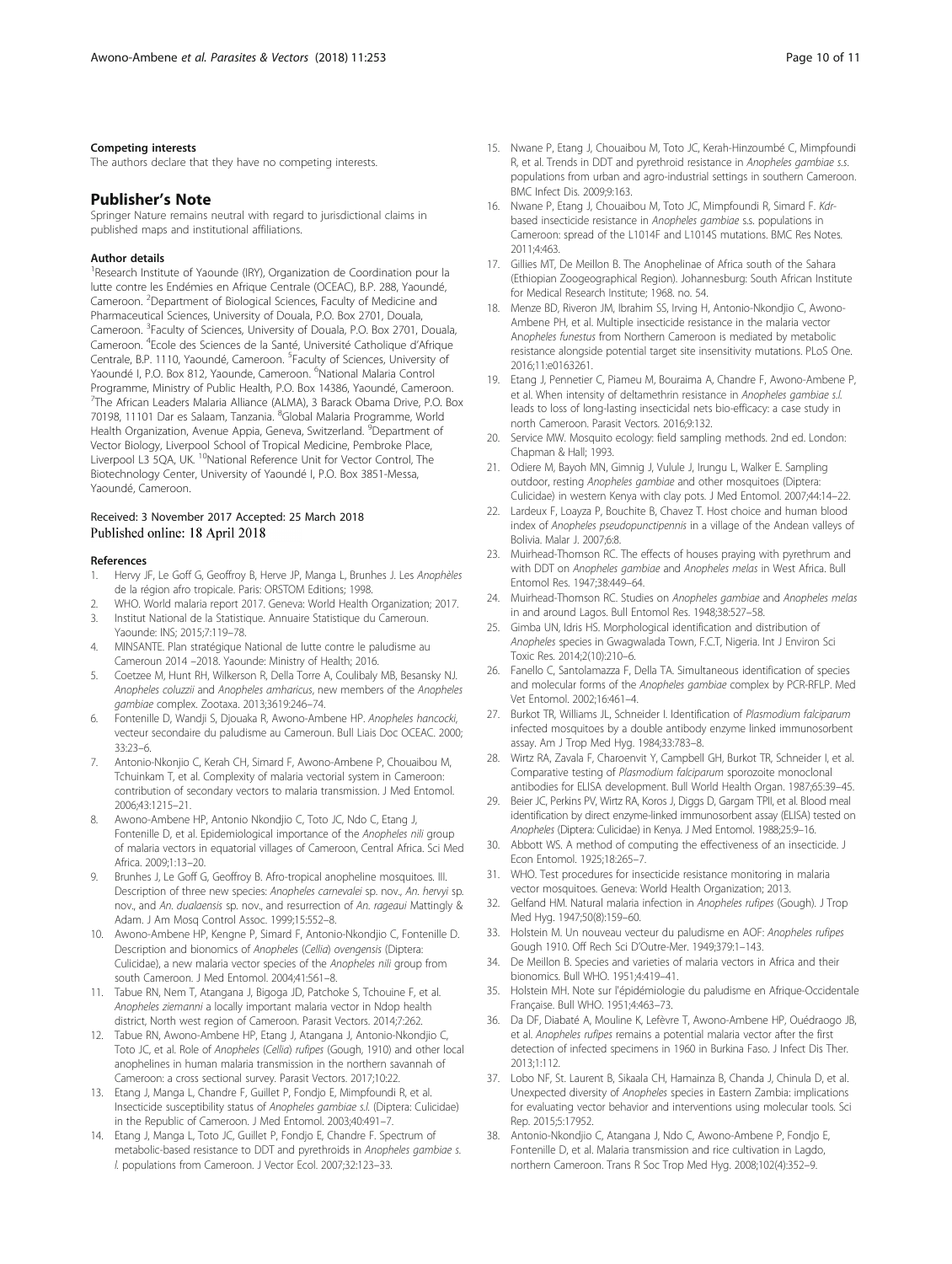### Competing interests

The authors declare that they have no competing interests.

## Publisher's Note

Springer Nature remains neutral with regard to jurisdictional claims in published maps and institutional affiliations.

### Author details

[1]Research Institute of Yaounde (IRY), Organization de Coordination pour la lutte contre les Endémies en Afrique Centrale (OCEAC), B.P. 288, Yaoundé, Cameroon. [2]Department of Biological Sciences, Faculty of Medicine and Pharmaceutical Sciences, University of Douala, P.O. Box 2701, Douala, Cameroon. [3]Faculty of Sciences, University of Douala, P.O. Box 2701, Douala, Cameroon. [4]Ecole des Sciences de la Santé, Université Catholique d'Afrique Centrale, B.P. 1110, Yaoundé, Cameroon. [5]Faculty of Sciences, University of Yaoundé I, P.O. Box 812, Yaounde, Cameroon. [6]National Malaria Control Programme, Ministry of Public Health, P.O. Box 14386, Yaoundé, Cameroon. [7]The African Leaders Malaria Alliance (ALMA), 3 Barack Obama Drive, P.O. Box 70198, 11101 Dar es Salaam, Tanzania. [8]Global Malaria Programme, World Health Organization, Avenue Appia, Geneva, Switzerland. [9]Department of Vector Biology, Liverpool School of Tropical Medicine, Pembroke Place, Liverpool L3 5QA, UK. [10]National Reference Unit for Vector Control, The Biotechnology Center, University of Yaoundé I, P.O. Box 3851-Messa, Yaoundé, Cameroon.

Received: 3 November 2017 Accepted: 25 March 2018
Published online: 18 April 2018

### References

1. Hervy JF, Le Goff G, Geoffroy B, Herve JP, Manga L, Brunhes J. Les *Anophèles* de la région afro tropicale. Paris: ORSTOM Editions; 1998.
2. WHO. World malaria report 2017. Geneva: World Health Organization; 2017.
3. Institut National de la Statistique. Annuaire Statistique du Cameroun. Yaounde: INS; 2015;7:119–78.
4. MINSANTE. Plan stratégique National de lutte contre le paludisme au Cameroun 2014 –2018. Yaounde: Ministry of Health; 2016.
5. Coetzee M, Hunt RH, Wilkerson R, Della Torre A, Coulibaly MB, Besansky NJ. *Anopheles coluzzii* and *Anopheles amharicus*, new members of the *Anopheles gambiae* complex. Zootaxa. 2013;3619:246–74.
6. Fontenille D, Wandji S, Djouaka R, Awono-Ambene HP. *Anopheles hancocki*, vecteur secondaire du paludisme au Cameroun. Bull Liais Doc OCEAC. 2000; 33:23–6.
7. Antonio-Nkonjio C, Kerah CH, Simard F, Awono-Ambene P, Chouaibou M, Tchuinkam T, et al. Complexity of malaria vectorial system in Cameroon: contribution of secondary vectors to malaria transmission. J Med Entomol. 2006;43:1215–21.
8. Awono-Ambene HP, Antonio Nkondjio C, Toto JC, Ndo C, Etang J, Fontenille D, et al. Epidemiological importance of the *Anopheles nili* group of malaria vectors in equatorial villages of Cameroon, Central Africa. Sci Med Africa. 2009;1:13–20.
9. Brunhes J, Le Goff G, Geoffroy B. Afro-tropical anopheline mosquitoes. III. Description of three new species: *Anopheles carnevalei* sp. nov., *An. hervyi* sp. nov., and *An. dualaensis* sp. nov., and resurrection of *An. rageaui* Mattingly & Adam. J Am Mosq Control Assoc. 1999;15:552–8.
10. Awono-Ambene HP, Kengne P, Simard F, Antonio-Nkondjio C, Fontenille D. Description and bionomics of *Anopheles* (*Cellia*) *ovengensis* (Diptera: Culicidae), a new malaria vector species of the *Anopheles nili* group from south Cameroon. J Med Entomol. 2004;41:561–8.
11. Tabue RN, Nem T, Atangana J, Bigoga JD, Patchoke S, Tchouine F, et al. *Anopheles ziemanni* a locally important malaria vector in Ndop health district, North west region of Cameroon. Parasit Vectors. 2014;7:262.
12. Tabue RN, Awono-Ambene HP, Etang J, Atangana J, Antonio-Nkondjio C, Toto JC, et al. Role of *Anopheles* (*Cellia*) *rufipes* (Gough, 1910) and other local anophelines in human malaria transmission in the northern savannah of Cameroon: a cross sectional survey. Parasit Vectors. 2017;10:22.
13. Etang J, Manga L, Chandre F, Guillet P, Fondjo E, Mimpfoundi R, et al. Insecticide susceptibility status of *Anopheles gambiae s.l.* (Diptera: Culicidae) in the Republic of Cameroon. J Med Entomol. 2003;40:491–7.
14. Etang J, Manga L, Toto JC, Guillet P, Fondjo E, Chandre F. Spectrum of metabolic-based resistance to DDT and pyrethroids in *Anopheles gambiae s. l.* populations from Cameroon. J Vector Ecol. 2007;32:123–33.
15. Nwane P, Etang J, Chouaibou M, Toto JC, Kerah-Hinzoumbé C, Mimpfoundi R, et al. Trends in DDT and pyrethroid resistance in *Anopheles gambiae s.s.* populations from urban and agro-industrial settings in southern Cameroon. BMC Infect Dis. 2009;9:163.
16. Nwane P, Etang J, Chouaibou M, Toto JC, Mimpfoundi R, Simard F. *Kdr*-based insecticide resistance in *Anopheles gambiae* s.s. populations in Cameroon: spread of the L1014F and L1014S mutations. BMC Res Notes. 2011;4:463.
17. Gillies MT, De Meillon B. The Anophelinae of Africa south of the Sahara (Ethiopian Zoogeographical Region). Johannesburg: South African Institute for Medical Research Institute; 1968. no. 54.
18. Menze BD, Riveron JM, Ibrahim SS, Irving H, Antonio-Nkondjio C, Awono-Ambene PH, et al. Multiple insecticide resistance in the malaria vector A*nopheles funestus* from Northern Cameroon is mediated by metabolic resistance alongside potential target site insensitivity mutations. PLoS One. 2016;11:e0163261.
19. Etang J, Pennetier C, Piameu M, Bouraima A, Chandre F, Awono-Ambene P, et al. When intensity of deltamethrin resistance in *Anopheles gambiae s.l.* leads to loss of long-lasting insecticidal nets bio-efficacy: a case study in north Cameroon. Parasit Vectors. 2016;9:132.
20. Service MW. Mosquito ecology: field sampling methods. 2nd ed. London: Chapman & Hall; 1993.
21. Odiere M, Bayoh MN, Gimnig J, Vulule J, Irungu L, Walker E. Sampling outdoor, resting *Anopheles gambiae* and other mosquitoes (Diptera: Culicidae) in western Kenya with clay pots. J Med Entomol. 2007;44:14–22.
22. Lardeux F, Loayza P, Bouchite B, Chavez T. Host choice and human blood index of *Anopheles pseudopunctipennis* in a village of the Andean valleys of Bolivia. Malar J. 2007;6:8.
23. Muirhead-Thomson RC. The effects of houses praying with pyrethrum and with DDT on *Anopheles gambiae* and *Anopheles melas* in West Africa. Bull Entomol Res. 1947;38:449–64.
24. Muirhead-Thomson RC. Studies on *Anopheles gambiae* and *Anopheles melas* in and around Lagos. Bull Entomol Res. 1948;38:527–58.
25. Gimba UN, Idris HS. Morphological identification and distribution of *Anopheles* species in Gwagwalada Town, F.C.T, Nigeria. Int J Environ Sci Toxic Res. 2014;2(10):210–6.
26. Fanello C, Santolamazza F, Della TA. Simultaneous identification of species and molecular forms of the *Anopheles gambiae* complex by PCR-RFLP. Med Vet Entomol. 2002;16:461–4.
27. Burkot TR, Williams JL, Schneider I. Identification of *Plasmodium falciparum* infected mosquitoes by a double antibody enzyme linked immunosorbent assay. Am J Trop Med Hyg. 1984;33:783–8.
28. Wirtz RA, Zavala F, Charoenvit Y, Campbell GH, Burkot TR, Schneider I, et al. Comparative testing of *Plasmodium falciparum* sporozoite monoclonal antibodies for ELISA development. Bull World Health Organ. 1987;65:39–45.
29. Beier JC, Perkins PV, Wirtz RA, Koros J, Diggs D, Gargam TPII, et al. Blood meal identification by direct enzyme-linked immunosorbent assay (ELISA) tested on *Anopheles* (Diptera: Culicidae) in Kenya. J Med Entomol. 1988;25:9–16.
30. Abbott WS. A method of computing the effectiveness of an insecticide. J Econ Entomol. 1925;18:265–7.
31. WHO. Test procedures for insecticide resistance monitoring in malaria vector mosquitoes. Geneva: World Health Organization; 2013.
32. Gelfand HM. Natural malaria infection in *Anopheles rufipes* (Gough). J Trop Med Hyg. 1947;50(8):159–60.
33. Holstein M. Un nouveau vecteur du paludisme en AOF: *Anopheles rufipes* Gough 1910. Off Rech Sci D'Outre-Mer. 1949;379:1–143.
34. De Meillon B. Species and varieties of malaria vectors in Africa and their bionomics. Bull WHO. 1951;4:419–41.
35. Holstein MH. Note sur l'épidémiologie du paludisme en Afrique-Occidentale Française. Bull WHO. 1951;4:463–73.
36. Da DF, Diabaté A, Mouline K, Lefèvre T, Awono-Ambene HP, Ouédraogo JB, et al. *Anopheles rufipes* remains a potential malaria vector after the first detection of infected specimens in 1960 in Burkina Faso. J Infect Dis Ther. 2013;1:112.
37. Lobo NF, St. Laurent B, Sikaala CH, Hamainza B, Chanda J, Chinula D, et al. Unexpected diversity of *Anopheles* species in Eastern Zambia: implications for evaluating vector behavior and interventions using molecular tools. Sci Rep. 2015;5:17952.
38. Antonio-Nkondjio C, Atangana J, Ndo C, Awono-Ambene P, Fondjo E, Fontenille D, et al. Malaria transmission and rice cultivation in Lagdo, northern Cameroon. Trans R Soc Trop Med Hyg. 2008;102(4):352–9.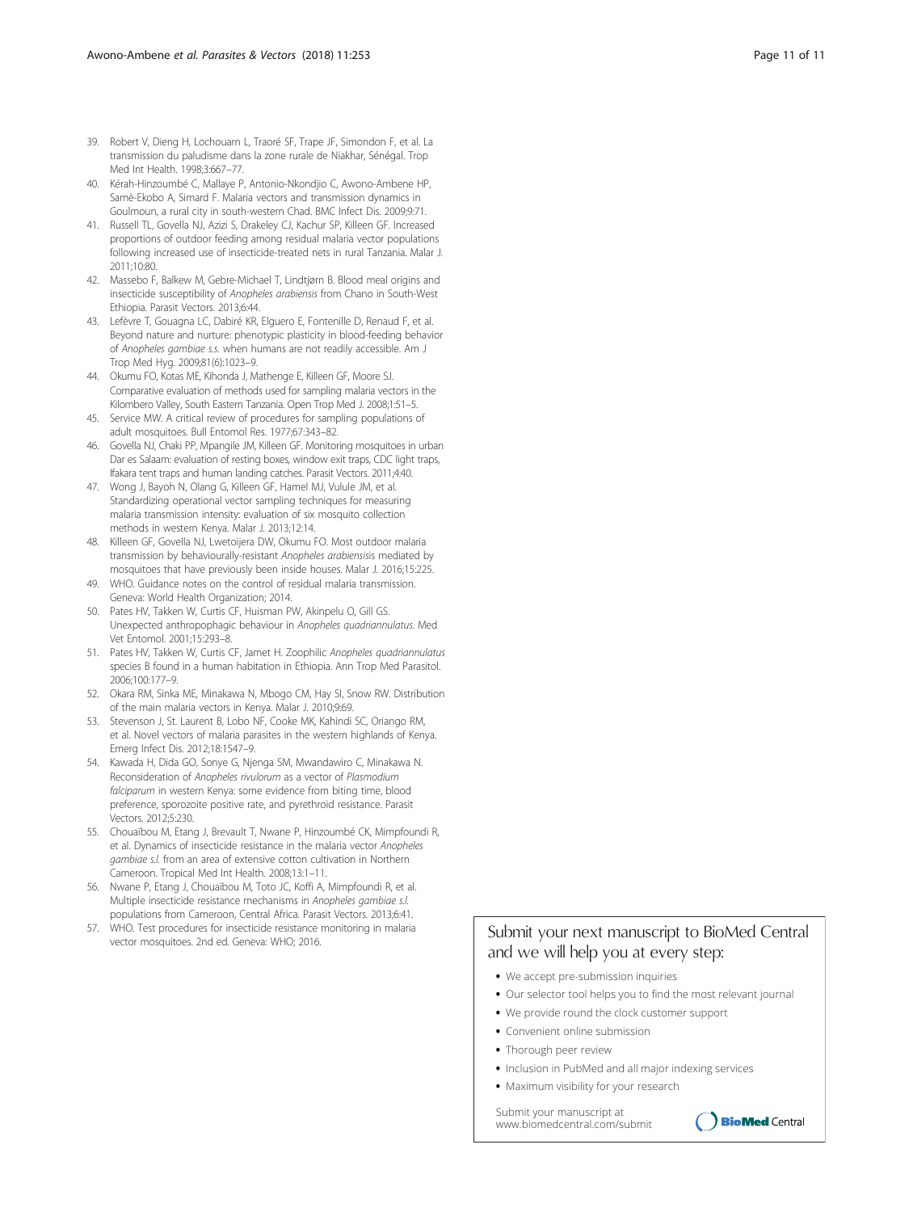39. Robert V, Dieng H, Lochouarn L, Traoré SF, Trape JF, Simondon F, et al. La transmission du paludisme dans la zone rurale de Niakhar, Sénégal. Trop Med Int Health. 1998;3:667–77.
40. Kérah-Hinzoumbé C, Mallaye P, Antonio-Nkondjio C, Awono-Ambene HP, Samè-Ekobo A, Simard F. Malaria vectors and transmission dynamics in Goulmoun, a rural city in south-western Chad. BMC Infect Dis. 2009;9:71.
41. Russell TL, Govella NJ, Azizi S, Drakeley CJ, Kachur SP, Killeen GF. Increased proportions of outdoor feeding among residual malaria vector populations following increased use of insecticide-treated nets in rural Tanzania. Malar J. 2011;10:80.
42. Massebo F, Balkew M, Gebre-Michael T, Lindtjørn B. Blood meal origins and insecticide susceptibility of *Anopheles arabiensis* from Chano in South-West Ethiopia. Parasit Vectors. 2013;6:44.
43. Lefèvre T, Gouagna LC, Dabiré KR, Elguero E, Fontenille D, Renaud F, et al. Beyond nature and nurture: phenotypic plasticity in blood-feeding behavior of *Anopheles gambiae s.s.* when humans are not readily accessible. Am J Trop Med Hyg. 2009;81(6):1023–9.
44. Okumu FO, Kotas ME, Kihonda J, Mathenge E, Killeen GF, Moore SJ. Comparative evaluation of methods used for sampling malaria vectors in the Kilombero Valley, South Eastern Tanzania. Open Trop Med J. 2008;1:51–5.
45. Service MW. A critical review of procedures for sampling populations of adult mosquitoes. Bull Entomol Res. 1977;67:343–82.
46. Govella NJ, Chaki PP, Mpangile JM, Killeen GF. Monitoring mosquitoes in urban Dar es Salaam: evaluation of resting boxes, window exit traps, CDC light traps, Ifakara tent traps and human landing catches. Parasit Vectors. 2011;4:40.
47. Wong J, Bayoh N, Olang G, Killeen GF, Hamel MJ, Vulule JM, et al. Standardizing operational vector sampling techniques for measuring malaria transmission intensity: evaluation of six mosquito collection methods in western Kenya. Malar J. 2013;12:14.
48. Killeen GF, Govella NJ, Lwetoijera DW, Okumu FO. Most outdoor malaria transmission by behaviourally-resistant *Anopheles arabiensis*is mediated by mosquitoes that have previously been inside houses. Malar J. 2016;15:225.
49. WHO. Guidance notes on the control of residual malaria transmission. Geneva: World Health Organization; 2014.
50. Pates HV, Takken W, Curtis CF, Huisman PW, Akinpelu O, Gill GS. Unexpected anthropophagic behaviour in *Anopheles quadriannulatus*. Med Vet Entomol. 2001;15:293–8.
51. Pates HV, Takken W, Curtis CF, Jamet H. Zoophilic *Anopheles quadriannulatus* species B found in a human habitation in Ethiopia. Ann Trop Med Parasitol. 2006;100:177–9.
52. Okara RM, Sinka ME, Minakawa N, Mbogo CM, Hay SI, Snow RW. Distribution of the main malaria vectors in Kenya. Malar J. 2010;9:69.
53. Stevenson J, St. Laurent B, Lobo NF, Cooke MK, Kahindi SC, Oriango RM, et al. Novel vectors of malaria parasites in the western highlands of Kenya. Emerg Infect Dis. 2012;18:1547–9.
54. Kawada H, Dida GO, Sonye G, Njenga SM, Mwandawiro C, Minakawa N. Reconsideration of *Anopheles rivulorum* as a vector of *Plasmodium falciparum* in western Kenya: some evidence from biting time, blood preference, sporozoite positive rate, and pyrethroid resistance. Parasit Vectors. 2012;5:230.
55. Chouaïbou M, Etang J, Brevault T, Nwane P, Hinzoumbé CK, Mimpfoundi R, et al. Dynamics of insecticide resistance in the malaria vector *Anopheles gambiae s.l.* from an area of extensive cotton cultivation in Northern Cameroon. Tropical Med Int Health. 2008;13:1–11.
56. Nwane P, Etang J, Chouaïbou M, Toto JC, Koffi A, Mimpfoundi R, et al. Multiple insecticide resistance mechanisms in *Anopheles gambiae s.l.* populations from Cameroon, Central Africa. Parasit Vectors. 2013;6:41.
57. WHO. Test procedures for insecticide resistance monitoring in malaria vector mosquitoes. 2nd ed. Geneva: WHO; 2016.

Submit your next manuscript to BioMed Central and we will help you at every step:

- We accept pre-submission inquiries
- Our selector tool helps you to find the most relevant journal
- We provide round the clock customer support
- Convenient online submission
- Thorough peer review
- Inclusion in PubMed and all major indexing services
- Maximum visibility for your research

Submit your manuscript at www.biomedcentral.com/submit

BioMed Central